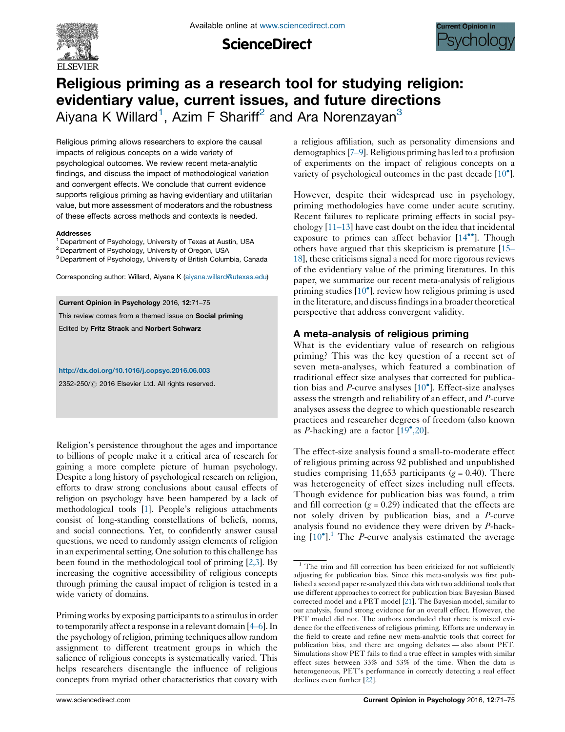# Religious priming as a research tool for studying religion: evidentiary value, current issues, and future directions

Aiyana K Willard[1], Azim F Shariff[2] and Ara Norenzayan[3]

Religious priming allows researchers to explore the causal impacts of religious concepts on a wide variety of psychological outcomes. We review recent meta-analytic findings, and discuss the impact of methodological variation and convergent effects. We conclude that current evidence supports religious priming as having evidentiary and utilitarian value, but more assessment of moderators and the robustness of these effects across methods and contexts is needed.

**Addresses**

[1] Department of Psychology, University of Texas at Austin, USA

[2] Department of Psychology, University of Oregon, USA

[3] Department of Psychology, University of British Columbia, Canada

Corresponding author: Willard, Aiyana K (aiyana.willard@utexas.edu)

**Current Opinion in Psychology** 2016, **12**:71–75

This review comes from a themed issue on **Social priming**

Edited by **Fritz Strack** and **Norbert Schwarz**

http://dx.doi.org/10.1016/j.copsyc.2016.06.003

2352-250/© 2016 Elsevier Ltd. All rights reserved.

Religion's persistence throughout the ages and importance to billions of people make it a critical area of research for gaining a more complete picture of human psychology. Despite a long history of psychological research on religion, efforts to draw strong conclusions about causal effects of religion on psychology have been hampered by a lack of methodological tools [1]. People's religious attachments consist of long-standing constellations of beliefs, norms, and social connections. Yet, to confidently answer causal questions, we need to randomly assign elements of religion in an experimental setting. One solution to this challenge has been found in the methodological tool of priming [2,3]. By increasing the cognitive accessibility of religious concepts through priming the causal impact of religion is tested in a wide variety of domains.

Priming works by exposing participants to a stimulus in order to temporarily affect a response in a relevant domain [4–6]. In the psychology of religion, priming techniques allow random assignment to different treatment groups in which the salience of religious concepts is systematically varied. This helps researchers disentangle the influence of religious concepts from myriad other characteristics that covary with a religious affiliation, such as personality dimensions and demographics [7–9]. Religious priming has led to a profusion of experiments on the impact of religious concepts on a variety of psychological outcomes in the past decade [10•].

However, despite their widespread use in psychology, priming methodologies have come under acute scrutiny. Recent failures to replicate priming effects in social psychology [11–13] have cast doubt on the idea that incidental exposure to primes can affect behavior [14••]. Though others have argued that this skepticism is premature [15–18], these criticisms signal a need for more rigorous reviews of the evidentiary value of the priming literatures. In this paper, we summarize our recent meta-analysis of religious priming studies [10•], review how religious priming is used in the literature, and discuss findings in a broader theoretical perspective that address convergent validity.

## A meta-analysis of religious priming

What is the evidentiary value of research on religious priming? This was the key question of a recent set of seven meta-analyses, which featured a combination of traditional effect size analyses that corrected for publication bias and *P*-curve analyses [10•]. Effect-size analyses assess the strength and reliability of an effect, and *P*-curve analyses assess the degree to which questionable research practices and researcher degrees of freedom (also known as *P*-hacking) are a factor [19•,20].

The effect-size analysis found a small-to-moderate effect of religious priming across 92 published and unpublished studies comprising 11,653 participants ($g = 0.40$). There was heterogeneity of effect sizes including null effects. Though evidence for publication bias was found, a trim and fill correction ($g = 0.29$) indicated that the effects are not solely driven by publication bias, and a *P*-curve analysis found no evidence they were driven by *P*-hacking [10•].[1] The *P*-curve analysis estimated the average

[1] The trim and fill correction has been criticized for not sufficiently adjusting for publication bias. Since this meta-analysis was first published a second paper re-analyzed this data with two additional tools that use different approaches to correct for publication bias: Bayesian Biased corrected model and a PET model [21]. The Bayesian model, similar to our analysis, found strong evidence for an overall effect. However, the PET model did not. The authors concluded that there is mixed evidence for the effectiveness of religious priming. Efforts are underway in the field to create and refine new meta-analytic tools that correct for publication bias, and there are ongoing debates — also about PET. Simulations show PET fails to find a true effect in samples with similar effect sizes between 33% and 53% of the time. When the data is heterogeneous, PET's performance in correctly detecting a real effect declines even further [22].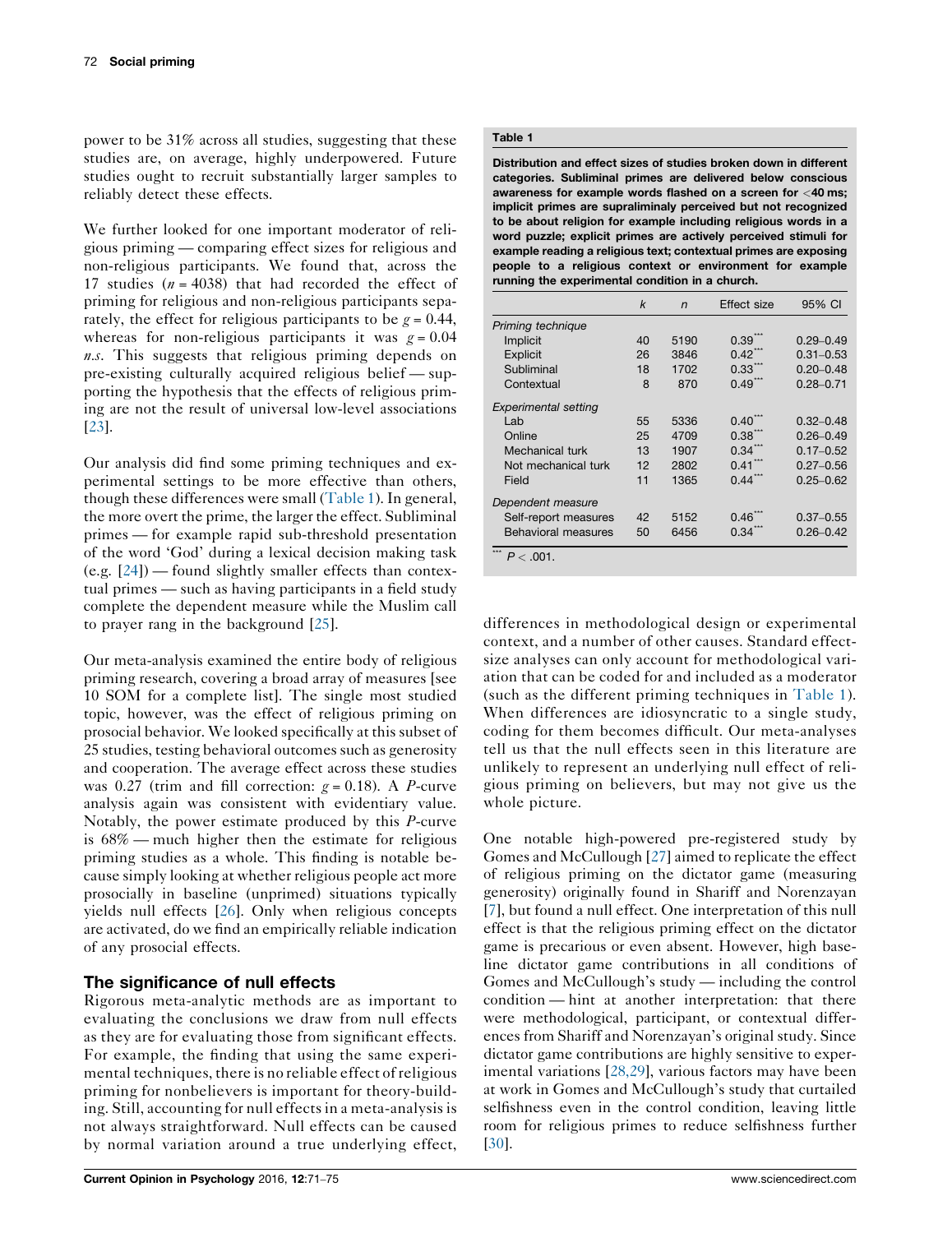power to be 31% across all studies, suggesting that these studies are, on average, highly underpowered. Future studies ought to recruit substantially larger samples to reliably detect these effects.

We further looked for one important moderator of religious priming — comparing effect sizes for religious and non-religious participants. We found that, across the 17 studies ($n = 4038$) that had recorded the effect of priming for religious and non-religious participants separately, the effect for religious participants to be $g = 0.44$, whereas for non-religious participants it was $g = 0.04$ *n.s.* This suggests that religious priming depends on pre-existing culturally acquired religious belief — supporting the hypothesis that the effects of religious priming are not the result of universal low-level associations [23].

Our analysis did find some priming techniques and experimental settings to be more effective than others, though these differences were small (Table 1). In general, the more overt the prime, the larger the effect. Subliminal primes — for example rapid sub-threshold presentation of the word 'God' during a lexical decision making task (e.g. [24]) — found slightly smaller effects than contextual primes — such as having participants in a field study complete the dependent measure while the Muslim call to prayer rang in the background [25].

Our meta-analysis examined the entire body of religious priming research, covering a broad array of measures [see 10 SOM for a complete list]. The single most studied topic, however, was the effect of religious priming on prosocial behavior. We looked specifically at this subset of 25 studies, testing behavioral outcomes such as generosity and cooperation. The average effect across these studies was 0.27 (trim and fill correction: $g = 0.18$). A *P*-curve analysis again was consistent with evidentiary value. Notably, the power estimate produced by this *P*-curve is 68% — much higher then the estimate for religious priming studies as a whole. This finding is notable because simply looking at whether religious people act more prosocially in baseline (unprimed) situations typically yields null effects [26]. Only when religious concepts are activated, do we find an empirically reliable indication of any prosocial effects.

**Table 1**

**Distribution and effect sizes of studies broken down in different categories. Subliminal primes are delivered below conscious awareness for example words flashed on a screen for <40 ms; implicit primes are supraliminaly perceived but not recognized to be about religion for example including religious words in a word puzzle; explicit primes are actively perceived stimuli for example reading a religious text; contextual primes are exposing people to a religious context or environment for example running the experimental condition in a church.**

| | $k$ | $n$ | Effect size | 95% CI |
|---|---|---|---|---|
| *Priming technique* | | | | |
| Implicit | 40 | 5190 | 0.39*** | 0.29–0.49 |
| Explicit | 26 | 3846 | 0.42*** | 0.31–0.53 |
| Subliminal | 18 | 1702 | 0.33*** | 0.20–0.48 |
| Contextual | 8 | 870 | 0.49*** | 0.28–0.71 |
| *Experimental setting* | | | | |
| Lab | 55 | 5336 | 0.40*** | 0.32–0.48 |
| Online | 25 | 4709 | 0.38*** | 0.26–0.49 |
| Mechanical turk | 13 | 1907 | 0.34*** | 0.17–0.52 |
| Not mechanical turk | 12 | 2802 | 0.41*** | 0.27–0.56 |
| Field | 11 | 1365 | 0.44*** | 0.25–0.62 |
| *Dependent measure* | | | | |
| Self-report measures | 42 | 5152 | 0.46*** | 0.37–0.55 |
| Behavioral measures | 50 | 6456 | 0.34*** | 0.26–0.42 |

*** $P < .001$.

## The significance of null effects

Rigorous meta-analytic methods are as important to evaluating the conclusions we draw from null effects as they are for evaluating those from significant effects. For example, the finding that using the same experimental techniques, there is no reliable effect of religious priming for nonbelievers is important for theory-building. Still, accounting for null effects in a meta-analysis is not always straightforward. Null effects can be caused by normal variation around a true underlying effect, differences in methodological design or experimental context, and a number of other causes. Standard effect-size analyses can only account for methodological variation that can be coded for and included as a moderator (such as the different priming techniques in Table 1). When differences are idiosyncratic to a single study, coding for them becomes difficult. Our meta-analyses tell us that the null effects seen in this literature are unlikely to represent an underlying null effect of religious priming on believers, but may not give us the whole picture.

One notable high-powered pre-registered study by Gomes and McCullough [27] aimed to replicate the effect of religious priming on the dictator game (measuring generosity) originally found in Shariff and Norenzayan [7], but found a null effect. One interpretation of this null effect is that the religious priming effect on the dictator game is precarious or even absent. However, high baseline dictator game contributions in all conditions of Gomes and McCullough's study — including the control condition — hint at another interpretation: that there were methodological, participant, or contextual differences from Shariff and Norenzayan's original study. Since dictator game contributions are highly sensitive to experimental variations [28,29], various factors may have been at work in Gomes and McCullough's study that curtailed selfishness even in the control condition, leaving little room for religious primes to reduce selfishness further [30].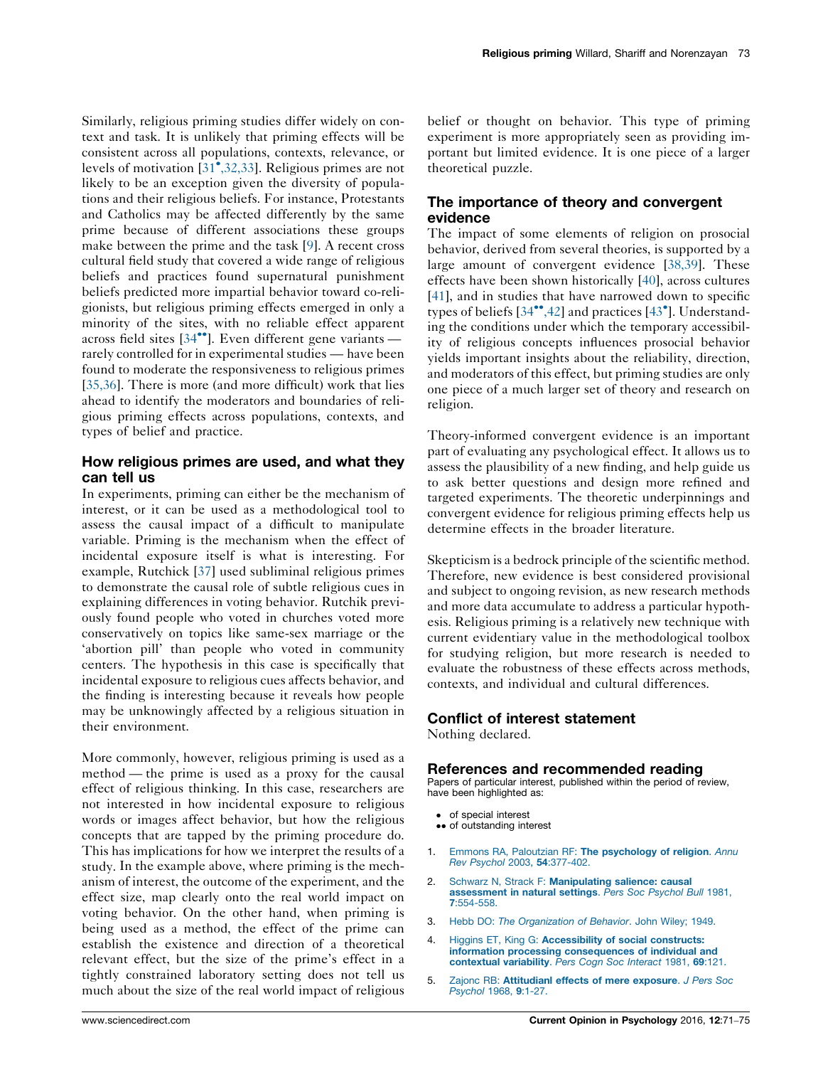Similarly, religious priming studies differ widely on context and task. It is unlikely that priming effects will be consistent across all populations, contexts, relevance, or levels of motivation [31•,32,33]. Religious primes are not likely to be an exception given the diversity of populations and their religious beliefs. For instance, Protestants and Catholics may be affected differently by the same prime because of different associations these groups make between the prime and the task [9]. A recent cross cultural field study that covered a wide range of religious beliefs and practices found supernatural punishment beliefs predicted more impartial behavior toward co-religionists, but religious priming effects emerged in only a minority of the sites, with no reliable effect apparent across field sites [34••]. Even different gene variants — rarely controlled for in experimental studies — have been found to moderate the responsiveness to religious primes [35,36]. There is more (and more difficult) work that lies ahead to identify the moderators and boundaries of religious priming effects across populations, contexts, and types of belief and practice.

## How religious primes are used, and what they can tell us

In experiments, priming can either be the mechanism of interest, or it can be used as a methodological tool to assess the causal impact of a difficult to manipulate variable. Priming is the mechanism when the effect of incidental exposure itself is what is interesting. For example, Rutchick [37] used subliminal religious primes to demonstrate the causal role of subtle religious cues in explaining differences in voting behavior. Rutchik previously found people who voted in churches voted more conservatively on topics like same-sex marriage or the 'abortion pill' than people who voted in community centers. The hypothesis in this case is specifically that incidental exposure to religious cues affects behavior, and the finding is interesting because it reveals how people may be unknowingly affected by a religious situation in their environment.

More commonly, however, religious priming is used as a method — the prime is used as a proxy for the causal effect of religious thinking. In this case, researchers are not interested in how incidental exposure to religious words or images affect behavior, but how the religious concepts that are tapped by the priming procedure do. This has implications for how we interpret the results of a study. In the example above, where priming is the mechanism of interest, the outcome of the experiment, and the effect size, map clearly onto the real world impact on voting behavior. On the other hand, when priming is being used as a method, the effect of the prime can establish the existence and direction of a theoretical relevant effect, but the size of the prime's effect in a tightly constrained laboratory setting does not tell us much about the size of the real world impact of religious belief or thought on behavior. This type of priming experiment is more appropriately seen as providing important but limited evidence. It is one piece of a larger theoretical puzzle.

## The importance of theory and convergent evidence

The impact of some elements of religion on prosocial behavior, derived from several theories, is supported by a large amount of convergent evidence [38,39]. These effects have been shown historically [40], across cultures [41], and in studies that have narrowed down to specific types of beliefs [34••,42] and practices [43•]. Understanding the conditions under which the temporary accessibility of religious concepts influences prosocial behavior yields important insights about the reliability, direction, and moderators of this effect, but priming studies are only one piece of a much larger set of theory and research on religion.

Theory-informed convergent evidence is an important part of evaluating any psychological effect. It allows us to assess the plausibility of a new finding, and help guide us to ask better questions and design more refined and targeted experiments. The theoretic underpinnings and convergent evidence for religious priming effects help us determine effects in the broader literature.

Skepticism is a bedrock principle of the scientific method. Therefore, new evidence is best considered provisional and subject to ongoing revision, as new research methods and more data accumulate to address a particular hypothesis. Religious priming is a relatively new technique with current evidentiary value in the methodological toolbox for studying religion, but more research is needed to evaluate the robustness of these effects across methods, contexts, and individual and cultural differences.

## Conflict of interest statement

Nothing declared.

## References and recommended reading

Papers of particular interest, published within the period of review, have been highlighted as:

- • of special interest
- •• of outstanding interest

1. Emmons RA, Paloutzian RF: **The psychology of religion**. *Annu Rev Psychol* 2003, **54**:377-402.
2. Schwarz N, Strack F: **Manipulating salience: causal assessment in natural settings**. *Pers Soc Psychol Bull* 1981, **7**:554-558.
3. Hebb DO: *The Organization of Behavior*. John Wiley; 1949.
4. Higgins ET, King G: **Accessibility of social constructs: information processing consequences of individual and contextual variability**. *Pers Cogn Soc Interact* 1981, **69**:121.
5. Zajonc RB: **Attitudianl effects of mere exposure**. *J Pers Soc Psychol* 1968, **9**:1-27.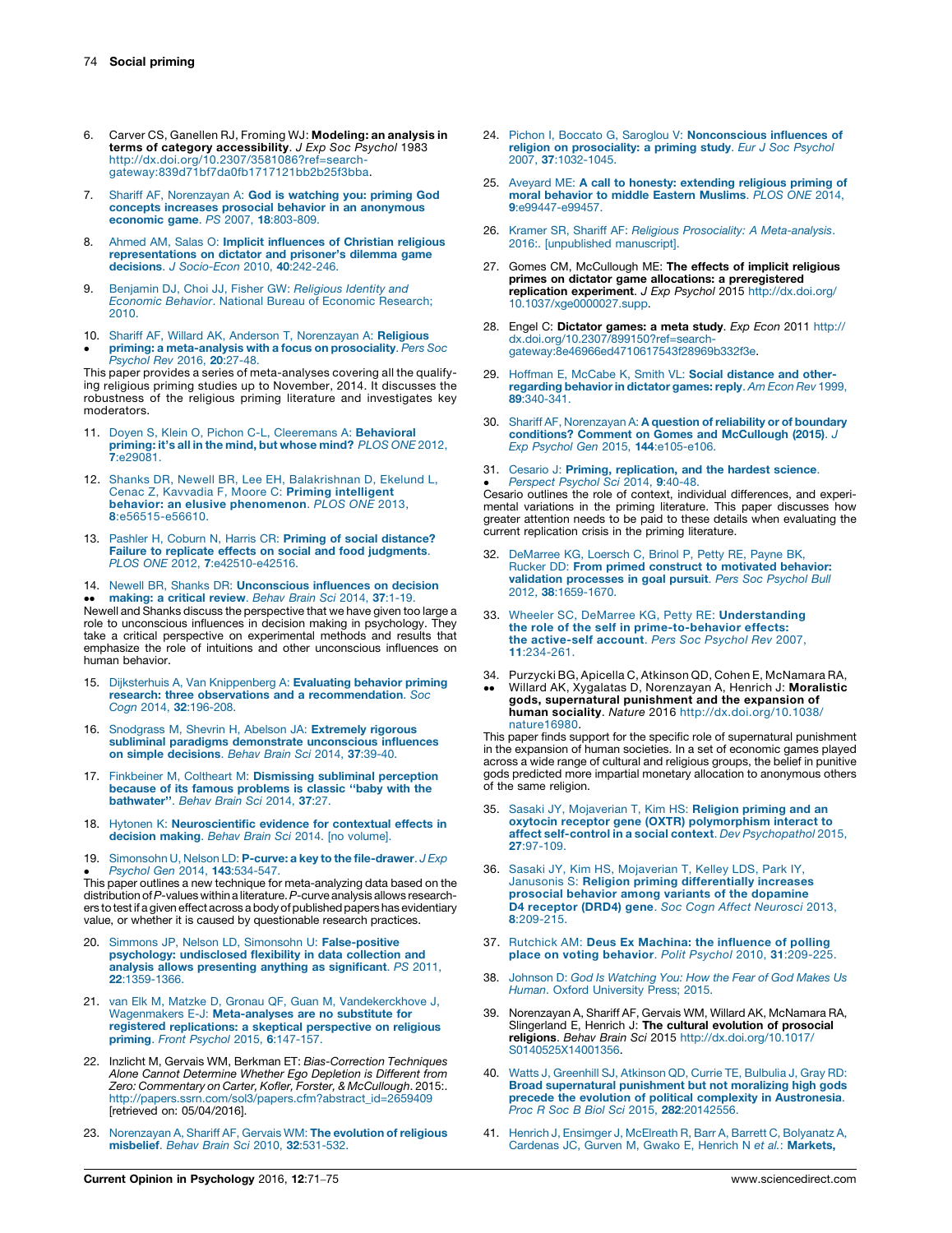6. Carver CS, Ganellen RJ, Froming WJ: **Modeling: an analysis in terms of category accessibility**. *J Exp Soc Psychol* 1983 http://dx.doi.org/10.2307/3581086?ref=search-gateway:839d71bf7da0fb1717121bb2b25f3bba.

7. Shariff AF, Norenzayan A: **God is watching you: priming God concepts increases prosocial behavior in an anonymous economic game**. *PS* 2007, **18**:803-809.

8. Ahmed AM, Salas O: **Implicit influences of Christian religious representations on dictator and prisoner's dilemma game decisions**. *J Socio-Econ* 2010, **40**:242-246.

9. Benjamin DJ, Choi JJ, Fisher GW: *Religious Identity and Economic Behavior*. National Bureau of Economic Research; 2010.

10. • Shariff AF, Willard AK, Anderson T, Norenzayan A: **Religious priming: a meta-analysis with a focus on prosociality**. *Pers Soc Psychol Rev* 2016, **20**:27-48.
This paper provides a series of meta-analyses covering all the qualifying religious priming studies up to November, 2014. It discusses the robustness of the religious priming literature and investigates key moderators.

11. Doyen S, Klein O, Pichon C-L, Cleeremans A: **Behavioral priming: it's all in the mind, but whose mind?** *PLOS ONE* 2012, **7**:e29081.

12. Shanks DR, Newell BR, Lee EH, Balakrishnan D, Ekelund L, Cenac Z, Kavvadia F, Moore C: **Priming intelligent behavior: an elusive phenomenon**. *PLOS ONE* 2013, **8**:e56515-e56610.

13. Pashler H, Coburn N, Harris CR: **Priming of social distance? Failure to replicate effects on social and food judgments**. *PLOS ONE* 2012, **7**:e42510-e42516.

14. •• Newell BR, Shanks DR: **Unconscious influences on decision making: a critical review**. *Behav Brain Sci* 2014, **37**:1-19.
Newell and Shanks discuss the perspective that we have given too large a role to unconscious influences in decision making in psychology. They take a critical perspective on experimental methods and results that emphasize the role of intuitions and other unconscious influences on human behavior.

15. Dijksterhuis A, Van Knippenberg A: **Evaluating behavior priming research: three observations and a recommendation**. *Soc Cogn* 2014, **32**:196-208.

16. Snodgrass M, Shevrin H, Abelson JA: **Extremely rigorous subliminal paradigms demonstrate unconscious influences on simple decisions**. *Behav Brain Sci* 2014, **37**:39-40.

17. Finkbeiner M, Coltheart M: **Dismissing subliminal perception because of its famous problems is classic "baby with the bathwater"**. *Behav Brain Sci* 2014, **37**:27.

18. Hytonen K: **Neuroscientific evidence for contextual effects in decision making**. *Behav Brain Sci* 2014. [no volume].

19. • Simonsohn U, Nelson LD: **P-curve: a key to the file-drawer**. *J Exp Psychol Gen* 2014, **143**:534-547.
This paper outlines a new technique for meta-analyzing data based on the distribution of *P*-values within a literature. *P*-curve analysis allows researchers to test if a given effect across a body of published papers has evidentiary value, or whether it is caused by questionable research practices.

20. Simmons JP, Nelson LD, Simonsohn U: **False-positive psychology: undisclosed flexibility in data collection and analysis allows presenting anything as significant**. *PS* 2011, **22**:1359-1366.

21. van Elk M, Matzke D, Gronau QF, Guan M, Vandekerckhove J, Wagenmakers E-J: **Meta-analyses are no substitute for registered replications: a skeptical perspective on religious priming**. *Front Psychol* 2015, **6**:147-157.

22. Inzlicht M, Gervais WM, Berkman ET: *Bias-Correction Techniques Alone Cannot Determine Whether Ego Depletion is Different from Zero: Commentary on Carter, Kofler, Forster, & McCullough*. 2015:. http://papers.ssrn.com/sol3/papers.cfm?abstract_id=2659409 [retrieved on: 05/04/2016].

23. Norenzayan A, Shariff AF, Gervais WM: **The evolution of religious misbelief**. *Behav Brain Sci* 2010, **32**:531-532.

24. Pichon I, Boccato G, Saroglou V: **Nonconscious influences of religion on prosociality: a priming study**. *Eur J Soc Psychol* 2007, **37**:1032-1045.

25. Aveyard ME: **A call to honesty: extending religious priming of moral behavior to middle Eastern Muslims**. *PLOS ONE* 2014, **9**:e99447-e99457.

26. Kramer SR, Shariff AF: *Religious Prosociality: A Meta-analysis*. 2016:. [unpublished manuscript].

27. Gomes CM, McCullough ME: **The effects of implicit religious primes on dictator game allocations: a preregistered replication experiment**. *J Exp Psychol* 2015 http://dx.doi.org/10.1037/xge0000027.supp.

28. Engel C: **Dictator games: a meta study**. *Exp Econ* 2011 http://dx.doi.org/10.2307/899150?ref=search-gateway:8e46966ed4710617543f28969b332f3e.

29. Hoffman E, McCabe K, Smith VL: **Social distance and other-regarding behavior in dictator games: reply**. *Am Econ Rev* 1999, **89**:340-341.

30. Shariff AF, Norenzayan A: **A question of reliability or of boundary conditions? Comment on Gomes and McCullough (2015)**. *J Exp Psychol Gen* 2015, **144**:e105-e106.

31. • Cesario J: **Priming, replication, and the hardest science**. *Perspect Psychol Sci* 2014, **9**:40-48.
Cesario outlines the role of context, individual differences, and experimental variations in the priming literature. This paper discusses how greater attention needs to be paid to these details when evaluating the current replication crisis in the priming literature.

32. DeMarree KG, Loersch C, Brinol P, Petty RE, Payne BK, Rucker DD: **From primed construct to motivated behavior: validation processes in goal pursuit**. *Pers Soc Psychol Bull* 2012, **38**:1659-1670.

33. Wheeler SC, DeMarree KG, Petty RE: **Understanding the role of the self in prime-to-behavior effects: the active-self account**. *Pers Soc Psychol Rev* 2007, **11**:234-261.

34. •• Purzycki BG, Apicella C, Atkinson QD, Cohen E, McNamara RA, Willard AK, Xygalatas D, Norenzayan A, Henrich J: **Moralistic gods, supernatural punishment and the expansion of human sociality**. *Nature* 2016 http://dx.doi.org/10.1038/nature16980.
This paper finds support for the specific role of supernatural punishment in the expansion of human societies. In a set of economic games played across a wide range of cultural and religious groups, the belief in punitive gods predicted more impartial monetary allocation to anonymous others of the same religion.

35. Sasaki JY, Mojaverian T, Kim HS: **Religion priming and an oxytocin receptor gene (OXTR) polymorphism interact to affect self-control in a social context**. *Dev Psychopathol* 2015, **27**:97-109.

36. Sasaki JY, Kim HS, Mojaverian T, Kelley LDS, Park IY, Janusonis S: **Religion priming differentially increases prosocial behavior among variants of the dopamine D4 receptor (DRD4) gene**. *Soc Cogn Affect Neurosci* 2013, **8**:209-215.

37. Rutchick AM: **Deus Ex Machina: the influence of polling place on voting behavior**. *Polit Psychol* 2010, **31**:209-225.

38. Johnson D: *God Is Watching You: How the Fear of God Makes Us Human*. Oxford University Press; 2015.

39. Norenzayan A, Shariff AF, Gervais WM, Willard AK, McNamara RA, Slingerland E, Henrich J: **The cultural evolution of prosocial religions**. *Behav Brain Sci* 2015 http://dx.doi.org/10.1017/S0140525X14001356.

40. Watts J, Greenhill SJ, Atkinson QD, Currie TE, Bulbulia J, Gray RD: **Broad supernatural punishment but not moralizing high gods precede the evolution of political complexity in Austronesia**. *Proc R Soc B Biol Sci* 2015, **282**:20142556.

41. Henrich J, Ensimger J, McElreath R, Barr A, Barrett C, Bolyanatz A, Cardenas JC, Gurven M, Gwako E, Henrich N *et al.*: **Markets,**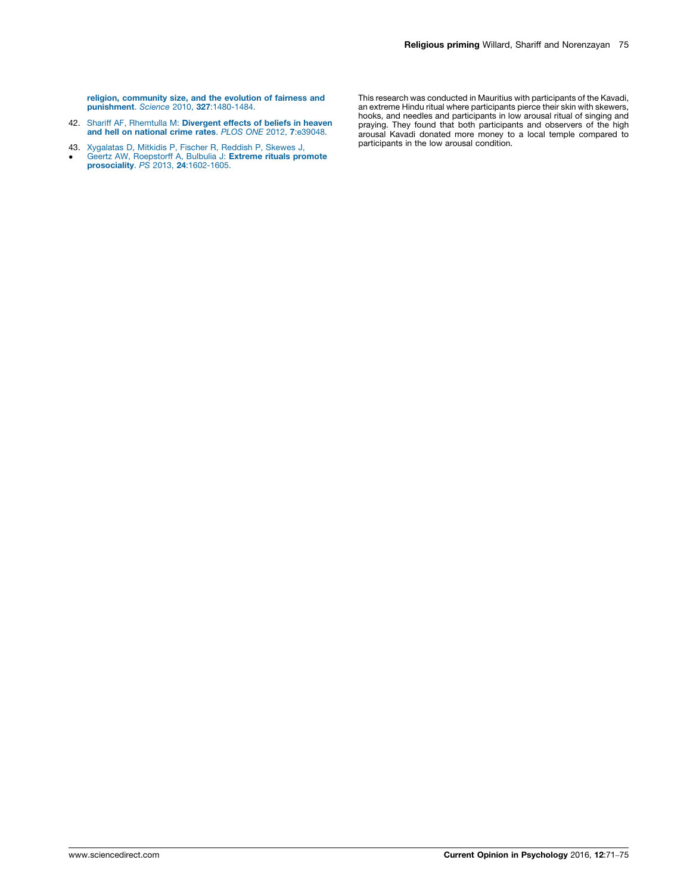religion, community size, and the evolution of fairness and punishment. *Science* 2010, **327**:1480-1484.

42. Shariff AF, Rhemtulla M: **Divergent effects of beliefs in heaven and hell on national crime rates**. *PLOS ONE* 2012, **7**:e39048.

43. • Xygalatas D, Mitkidis P, Fischer R, Reddish P, Skewes J, Geertz AW, Roepstorff A, Bulbulia J: **Extreme rituals promote prosociality**. *PS* 2013, **24**:1602-1605.

This research was conducted in Mauritius with participants of the Kavadi, an extreme Hindu ritual where participants pierce their skin with skewers, hooks, and needles and participants in low arousal ritual of singing and praying. They found that both participants and observers of the high arousal Kavadi donated more money to a local temple compared to participants in the low arousal condition.